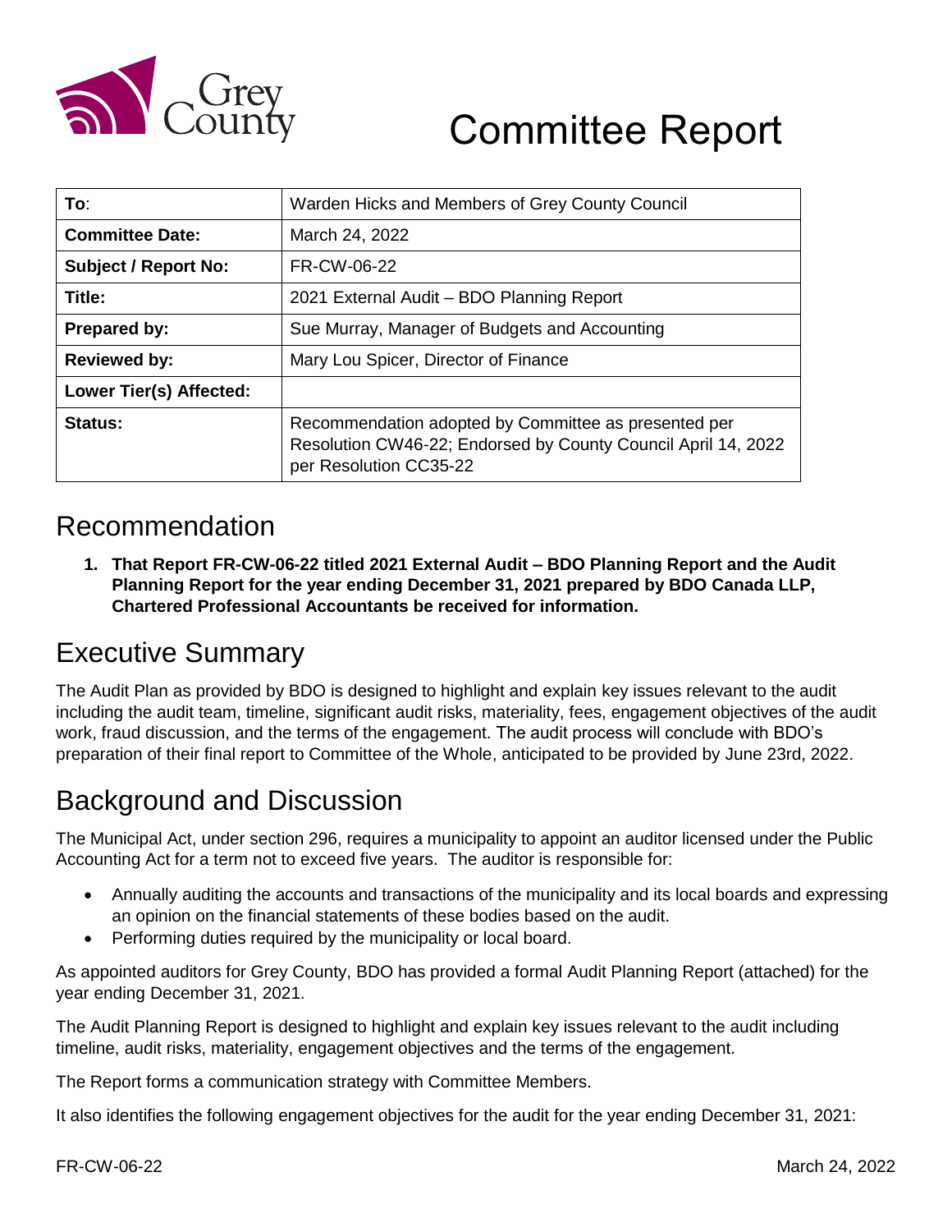# Committee Report

| | |
|---|---|
| **To**: | Warden Hicks and Members of Grey County Council |
| **Committee Date:** | March 24, 2022 |
| **Subject / Report No:** | FR-CW-06-22 |
| **Title:** | 2021 External Audit – BDO Planning Report |
| **Prepared by:** | Sue Murray, Manager of Budgets and Accounting |
| **Reviewed by:** | Mary Lou Spicer, Director of Finance |
| **Lower Tier(s) Affected:** | |
| **Status:** | Recommendation adopted by Committee as presented per Resolution CW46-22; Endorsed by County Council April 14, 2022 per Resolution CC35-22 |

## Recommendation

1. **That Report FR-CW-06-22 titled 2021 External Audit – BDO Planning Report and the Audit Planning Report for the year ending December 31, 2021 prepared by BDO Canada LLP, Chartered Professional Accountants be received for information.**

## Executive Summary

The Audit Plan as provided by BDO is designed to highlight and explain key issues relevant to the audit including the audit team, timeline, significant audit risks, materiality, fees, engagement objectives of the audit work, fraud discussion, and the terms of the engagement. The audit process will conclude with BDO's preparation of their final report to Committee of the Whole, anticipated to be provided by June 23rd, 2022.

## Background and Discussion

The Municipal Act, under section 296, requires a municipality to appoint an auditor licensed under the Public Accounting Act for a term not to exceed five years. The auditor is responsible for:

- Annually auditing the accounts and transactions of the municipality and its local boards and expressing an opinion on the financial statements of these bodies based on the audit.
- Performing duties required by the municipality or local board.

As appointed auditors for Grey County, BDO has provided a formal Audit Planning Report (attached) for the year ending December 31, 2021.

The Audit Planning Report is designed to highlight and explain key issues relevant to the audit including timeline, audit risks, materiality, engagement objectives and the terms of the engagement.

The Report forms a communication strategy with Committee Members.

It also identifies the following engagement objectives for the audit for the year ending December 31, 2021: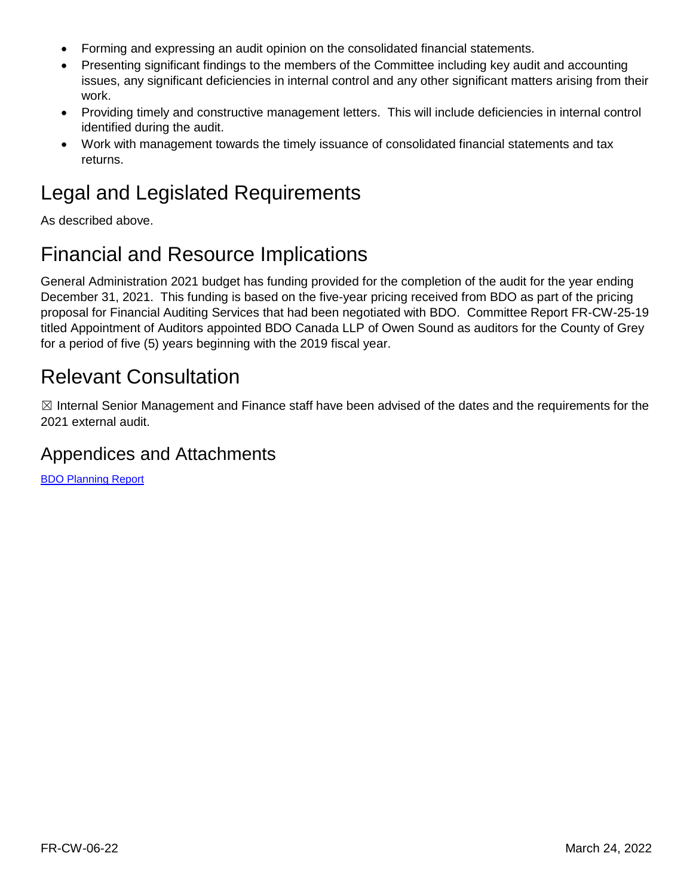- Forming and expressing an audit opinion on the consolidated financial statements.
- Presenting significant findings to the members of the Committee including key audit and accounting issues, any significant deficiencies in internal control and any other significant matters arising from their work.
- Providing timely and constructive management letters. This will include deficiencies in internal control identified during the audit.
- Work with management towards the timely issuance of consolidated financial statements and tax returns.

# Legal and Legislated Requirements

As described above.

# Financial and Resource Implications

General Administration 2021 budget has funding provided for the completion of the audit for the year ending December 31, 2021. This funding is based on the five-year pricing received from BDO as part of the pricing proposal for Financial Auditing Services that had been negotiated with BDO. Committee Report FR-CW-25-19 titled Appointment of Auditors appointed BDO Canada LLP of Owen Sound as auditors for the County of Grey for a period of five (5) years beginning with the 2019 fiscal year.

# Relevant Consultation

☒ Internal Senior Management and Finance staff have been advised of the dates and the requirements for the 2021 external audit.

## Appendices and Attachments

BDO Planning Report